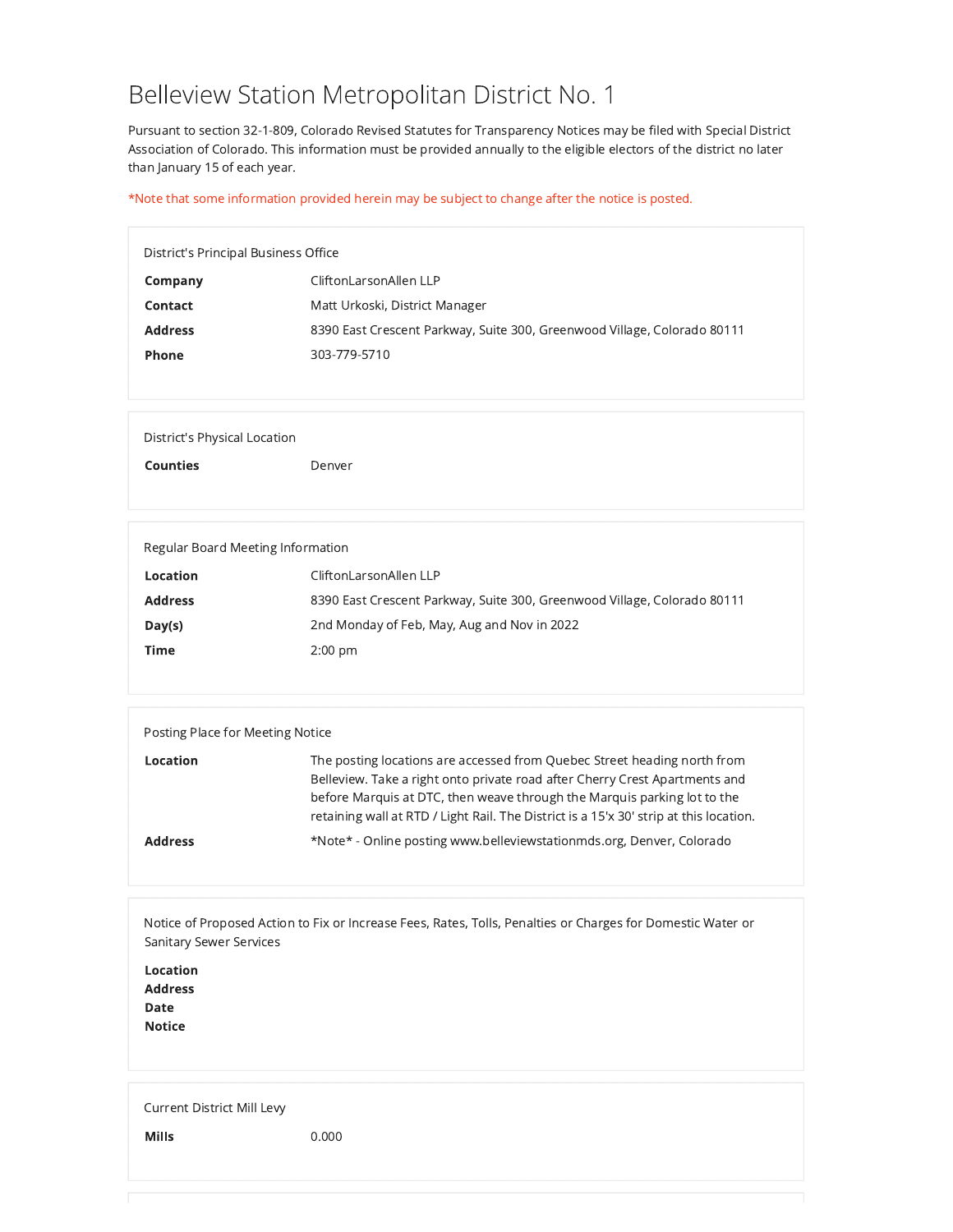# Belleview Station Metropolitan District No. 1

Pursuant to section 32-1-809, Colorado Revised Statutes for Transparency Notices may be filed with Special District Association of Colorado. This information must be provided annually to the eligible electors of the district no later than January 15 of each year.

*Note that some information provided herein may be subject to change after the notice is posted.

## District's Principal Business Office

| | |
|---|---|
| **Company** | CliftonLarsonAllen LLP |
| **Contact** | Matt Urkoski, District Manager |
| **Address** | 8390 East Crescent Parkway, Suite 300, Greenwood Village, Colorado 80111 |
| **Phone** | 303-779-5710 |

## District's Physical Location

| | |
|---|---|
| **Counties** | Denver |

## Regular Board Meeting Information

| | |
|---|---|
| **Location** | CliftonLarsonAllen LLP |
| **Address** | 8390 East Crescent Parkway, Suite 300, Greenwood Village, Colorado 80111 |
| **Day(s)** | 2nd Monday of Feb, May, Aug and Nov in 2022 |
| **Time** | 2:00 pm |

## Posting Place for Meeting Notice

| | |
|---|---|
| **Location** | The posting locations are accessed from Quebec Street heading north from Belleview. Take a right onto private road after Cherry Crest Apartments and before Marquis at DTC, then weave through the Marquis parking lot to the retaining wall at RTD / Light Rail. The District is a 15'x 30' strip at this location. |
| **Address** | *Note* - Online posting www.belleviewstationmds.org, Denver, Colorado |

## Notice of Proposed Action to Fix or Increase Fees, Rates, Tolls, Penalties or Charges for Domestic Water or Sanitary Sewer Services

| | |
|---|---|
| **Location** | |
| **Address** | |
| **Date** | |
| **Notice** | |

## Current District Mill Levy

| | |
|---|---|
| **Mills** | 0.000 |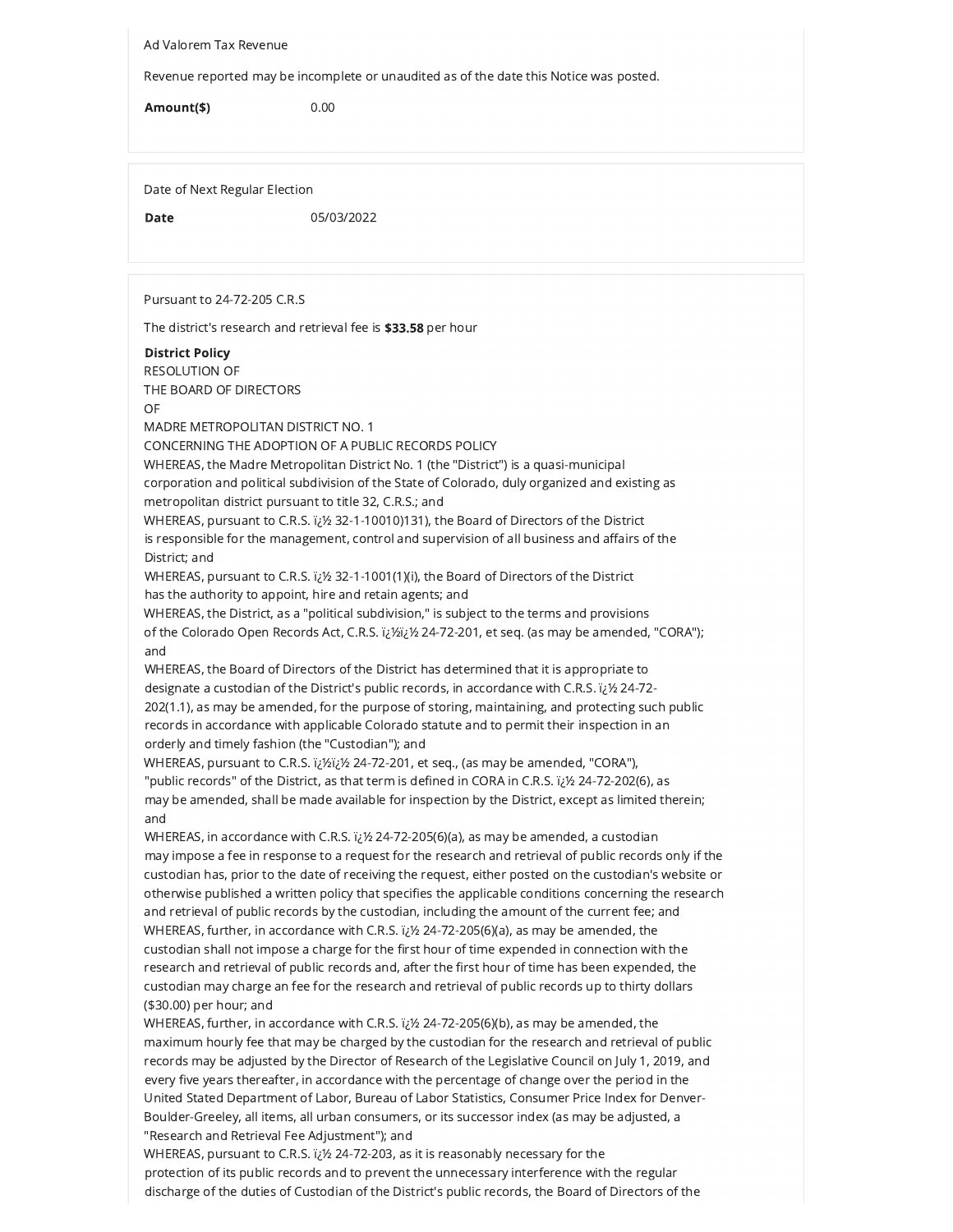Ad Valorem Tax Revenue

Revenue reported may be incomplete or unaudited as of the date this Notice was posted.

**Amount($)** 0.00

Date of Next Regular Election

**Date** 05/03/2022

Pursuant to 24-72-205 C.R.S

The district's research and retrieval fee is **$33.58** per hour

**District Policy**
RESOLUTION OF
THE BOARD OF DIRECTORS
OF
MADRE METROPOLITAN DISTRICT NO. 1
CONCERNING THE ADOPTION OF A PUBLIC RECORDS POLICY

WHEREAS, the Madre Metropolitan District No. 1 (the "District") is a quasi-municipal corporation and political subdivision of the State of Colorado, duly organized and existing as metropolitan district pursuant to title 32, C.R.S.; and

WHEREAS, pursuant to C.R.S. ï¿½ 32-1-10010)131), the Board of Directors of the District is responsible for the management, control and supervision of all business and affairs of the District; and

WHEREAS, pursuant to C.R.S. ï¿½ 32-1-1001(1)(i), the Board of Directors of the District has the authority to appoint, hire and retain agents; and

WHEREAS, the District, as a "political subdivision," is subject to the terms and provisions of the Colorado Open Records Act, C.R.S. ï¿½ï¿½ 24-72-201, et seq. (as may be amended, "CORA"); and

WHEREAS, the Board of Directors of the District has determined that it is appropriate to designate a custodian of the District's public records, in accordance with C.R.S. ï¿½ 24-72-202(1.1), as may be amended, for the purpose of storing, maintaining, and protecting such public records in accordance with applicable Colorado statute and to permit their inspection in an orderly and timely fashion (the "Custodian"); and

WHEREAS, pursuant to C.R.S. ï¿½ï¿½ 24-72-201, et seq., (as may be amended, "CORA"), "public records" of the District, as that term is defined in CORA in C.R.S. ï¿½ 24-72-202(6), as may be amended, shall be made available for inspection by the District, except as limited therein; and

WHEREAS, in accordance with C.R.S. ï¿½ 24-72-205(6)(a), as may be amended, a custodian may impose a fee in response to a request for the research and retrieval of public records only if the custodian has, prior to the date of receiving the request, either posted on the custodian's website or otherwise published a written policy that specifies the applicable conditions concerning the research and retrieval of public records by the custodian, including the amount of the current fee; and

WHEREAS, further, in accordance with C.R.S. ï¿½ 24-72-205(6)(a), as may be amended, the custodian shall not impose a charge for the first hour of time expended in connection with the research and retrieval of public records and, after the first hour of time has been expended, the custodian may charge an fee for the research and retrieval of public records up to thirty dollars ($30.00) per hour; and

WHEREAS, further, in accordance with C.R.S. ï¿½ 24-72-205(6)(b), as may be amended, the maximum hourly fee that may be charged by the custodian for the research and retrieval of public records may be adjusted by the Director of Research of the Legislative Council on July 1, 2019, and every five years thereafter, in accordance with the percentage of change over the period in the United Stated Department of Labor, Bureau of Labor Statistics, Consumer Price Index for Denver-Boulder-Greeley, all items, all urban consumers, or its successor index (as may be adjusted, a "Research and Retrieval Fee Adjustment"); and

WHEREAS, pursuant to C.R.S. ï¿½ 24-72-203, as it is reasonably necessary for the protection of its public records and to prevent the unnecessary interference with the regular discharge of the duties of Custodian of the District's public records, the Board of Directors of the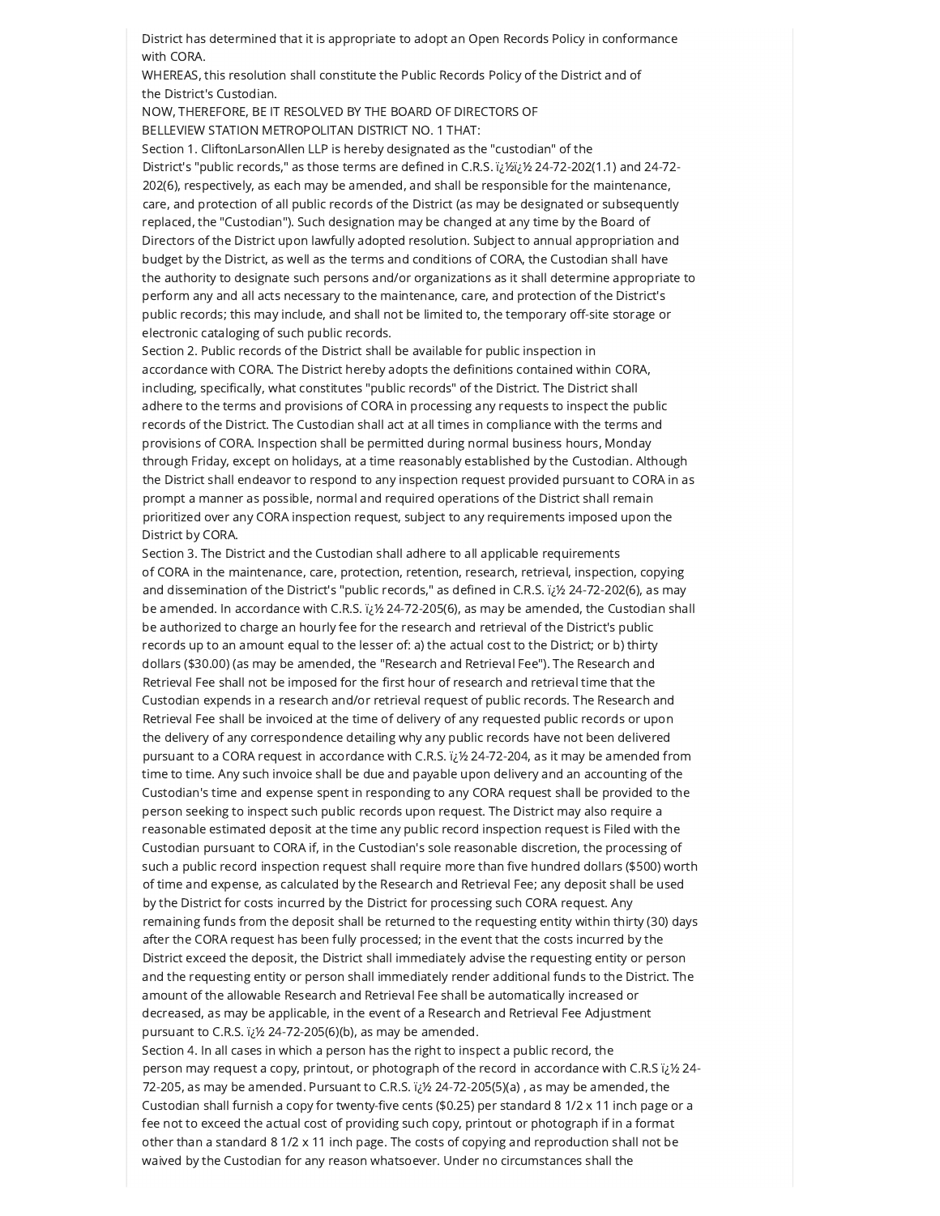District has determined that it is appropriate to adopt an Open Records Policy in conformance with CORA.

WHEREAS, this resolution shall constitute the Public Records Policy of the District and of the District's Custodian.

NOW, THEREFORE, BE IT RESOLVED BY THE BOARD OF DIRECTORS OF BELLEVIEW STATION METROPOLITAN DISTRICT NO. 1 THAT:

Section 1. CliftonLarsonAllen LLP is hereby designated as the "custodian" of the District's "public records," as those terms are defined in C.R.S. ï¿½ï¿½ 24-72-202(1.1) and 24-72-202(6), respectively, as each may be amended, and shall be responsible for the maintenance, care, and protection of all public records of the District (as may be designated or subsequently replaced, the "Custodian"). Such designation may be changed at any time by the Board of Directors of the District upon lawfully adopted resolution. Subject to annual appropriation and budget by the District, as well as the terms and conditions of CORA, the Custodian shall have the authority to designate such persons and/or organizations as it shall determine appropriate to perform any and all acts necessary to the maintenance, care, and protection of the District's public records; this may include, and shall not be limited to, the temporary off-site storage or electronic cataloging of such public records.

Section 2. Public records of the District shall be available for public inspection in accordance with CORA. The District hereby adopts the definitions contained within CORA, including, specifically, what constitutes "public records" of the District. The District shall adhere to the terms and provisions of CORA in processing any requests to inspect the public records of the District. The Custodian shall act at all times in compliance with the terms and provisions of CORA. Inspection shall be permitted during normal business hours, Monday through Friday, except on holidays, at a time reasonably established by the Custodian. Although the District shall endeavor to respond to any inspection request provided pursuant to CORA in as prompt a manner as possible, normal and required operations of the District shall remain prioritized over any CORA inspection request, subject to any requirements imposed upon the District by CORA.

Section 3. The District and the Custodian shall adhere to all applicable requirements of CORA in the maintenance, care, protection, retention, research, retrieval, inspection, copying and dissemination of the District's "public records," as defined in C.R.S. ï¿½ 24-72-202(6), as may be amended. In accordance with C.R.S. ï¿½ 24-72-205(6), as may be amended, the Custodian shall be authorized to charge an hourly fee for the research and retrieval of the District's public records up to an amount equal to the lesser of: a) the actual cost to the District; or b) thirty dollars ($30.00) (as may be amended, the "Research and Retrieval Fee"). The Research and Retrieval Fee shall not be imposed for the first hour of research and retrieval time that the Custodian expends in a research and/or retrieval request of public records. The Research and Retrieval Fee shall be invoiced at the time of delivery of any requested public records or upon the delivery of any correspondence detailing why any public records have not been delivered pursuant to a CORA request in accordance with C.R.S. ï¿½ 24-72-204, as it may be amended from time to time. Any such invoice shall be due and payable upon delivery and an accounting of the Custodian's time and expense spent in responding to any CORA request shall be provided to the person seeking to inspect such public records upon request. The District may also require a reasonable estimated deposit at the time any public record inspection request is Filed with the Custodian pursuant to CORA if, in the Custodian's sole reasonable discretion, the processing of such a public record inspection request shall require more than five hundred dollars ($500) worth of time and expense, as calculated by the Research and Retrieval Fee; any deposit shall be used by the District for costs incurred by the District for processing such CORA request. Any remaining funds from the deposit shall be returned to the requesting entity within thirty (30) days after the CORA request has been fully processed; in the event that the costs incurred by the District exceed the deposit, the District shall immediately advise the requesting entity or person and the requesting entity or person shall immediately render additional funds to the District. The amount of the allowable Research and Retrieval Fee shall be automatically increased or decreased, as may be applicable, in the event of a Research and Retrieval Fee Adjustment pursuant to C.R.S. ï¿½ 24-72-205(6)(b), as may be amended.

Section 4. In all cases in which a person has the right to inspect a public record, the person may request a copy, printout, or photograph of the record in accordance with C.R.S ï¿½ 24-72-205, as may be amended. Pursuant to C.R.S. ï¿½ 24-72-205(5)(a) , as may be amended, the Custodian shall furnish a copy for twenty-five cents ($0.25) per standard 8 1/2 x 11 inch page or a fee not to exceed the actual cost of providing such copy, printout or photograph if in a format other than a standard 8 1/2 x 11 inch page. The costs of copying and reproduction shall not be waived by the Custodian for any reason whatsoever. Under no circumstances shall the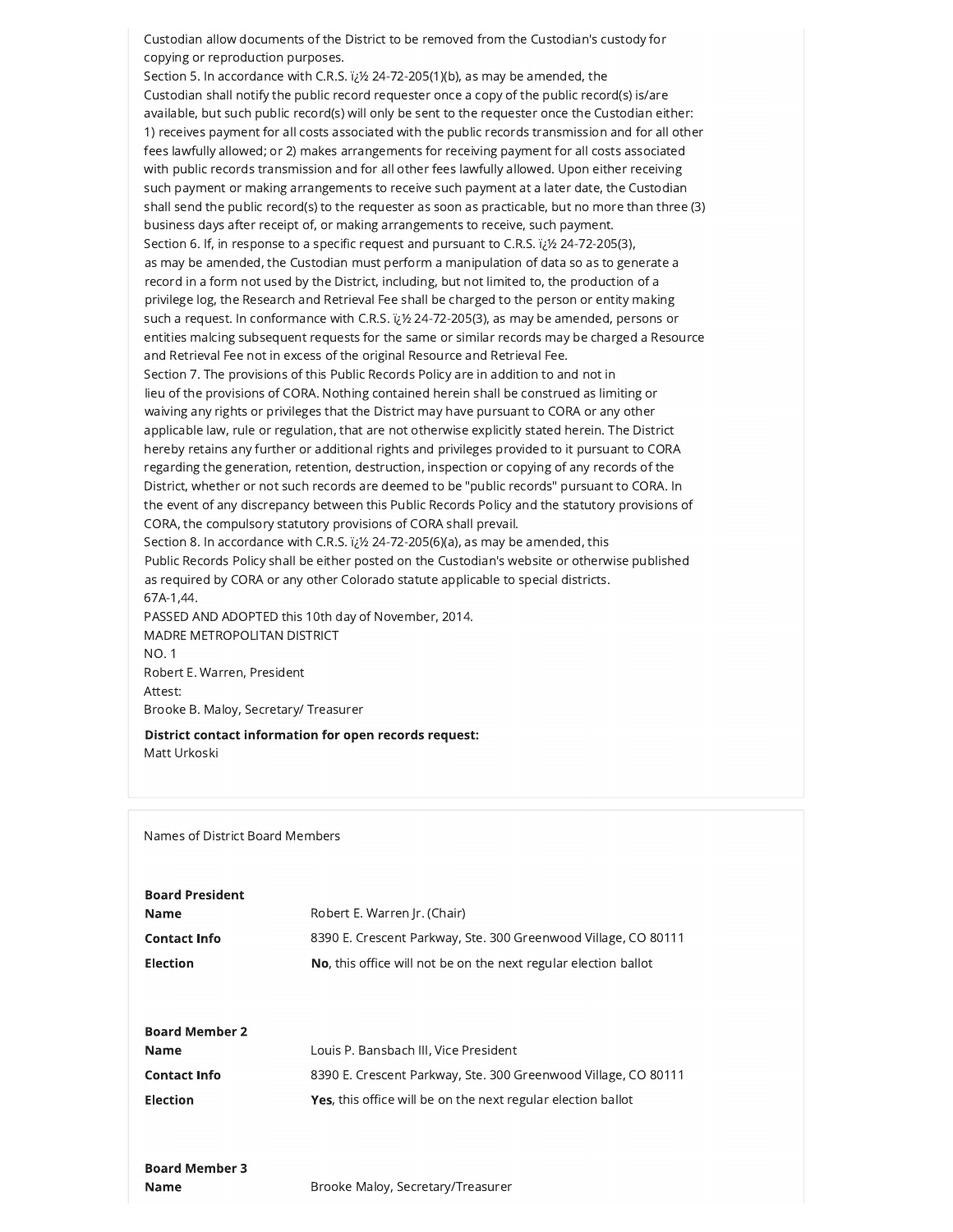Custodian allow documents of the District to be removed from the Custodian's custody for copying or reproduction purposes.

Section 5. In accordance with C.R.S. ï¿½ 24-72-205(1)(b), as may be amended, the Custodian shall notify the public record requester once a copy of the public record(s) is/are available, but such public record(s) will only be sent to the requester once the Custodian either: 1) receives payment for all costs associated with the public records transmission and for all other fees lawfully allowed; or 2) makes arrangements for receiving payment for all costs associated with public records transmission and for all other fees lawfully allowed. Upon either receiving such payment or making arrangements to receive such payment at a later date, the Custodian shall send the public record(s) to the requester as soon as practicable, but no more than three (3) business days after receipt of, or making arrangements to receive, such payment.

Section 6. If, in response to a specific request and pursuant to C.R.S. ï¿½ 24-72-205(3), as may be amended, the Custodian must perform a manipulation of data so as to generate a record in a form not used by the District, including, but not limited to, the production of a privilege log, the Research and Retrieval Fee shall be charged to the person or entity making such a request. In conformance with C.R.S. ï¿½ 24-72-205(3), as may be amended, persons or entities malcing subsequent requests for the same or similar records may be charged a Resource and Retrieval Fee not in excess of the original Resource and Retrieval Fee.

Section 7. The provisions of this Public Records Policy are in addition to and not in lieu of the provisions of CORA. Nothing contained herein shall be construed as limiting or waiving any rights or privileges that the District may have pursuant to CORA or any other applicable law, rule or regulation, that are not otherwise explicitly stated herein. The District hereby retains any further or additional rights and privileges provided to it pursuant to CORA regarding the generation, retention, destruction, inspection or copying of any records of the District, whether or not such records are deemed to be "public records" pursuant to CORA. In the event of any discrepancy between this Public Records Policy and the statutory provisions of CORA, the compulsory statutory provisions of CORA shall prevail.

Section 8. In accordance with C.R.S. ï¿½ 24-72-205(6)(a), as may be amended, this Public Records Policy shall be either posted on the Custodian's website or otherwise published as required by CORA or any other Colorado statute applicable to special districts.

67A-1,44.

PASSED AND ADOPTED this 10th day of November, 2014.

MADRE METROPOLITAN DISTRICT
NO. 1

Robert E. Warren, President

Attest:

Brooke B. Maloy, Secretary/ Treasurer

**District contact information for open records request:**

Matt Urkoski

Names of District Board Members

| **Board President** | |
|---|---|
| **Name** | Robert E. Warren Jr. (Chair) |
| **Contact Info** | 8390 E. Crescent Parkway, Ste. 300 Greenwood Village, CO 80111 |
| **Election** | **No**, this office will not be on the next regular election ballot |

| **Board Member 2** | |
|---|---|
| **Name** | Louis P. Bansbach III, Vice President |
| **Contact Info** | 8390 E. Crescent Parkway, Ste. 300 Greenwood Village, CO 80111 |
| **Election** | **Yes**, this office will be on the next regular election ballot |

| **Board Member 3** | |
|---|---|
| **Name** | Brooke Maloy, Secretary/Treasurer |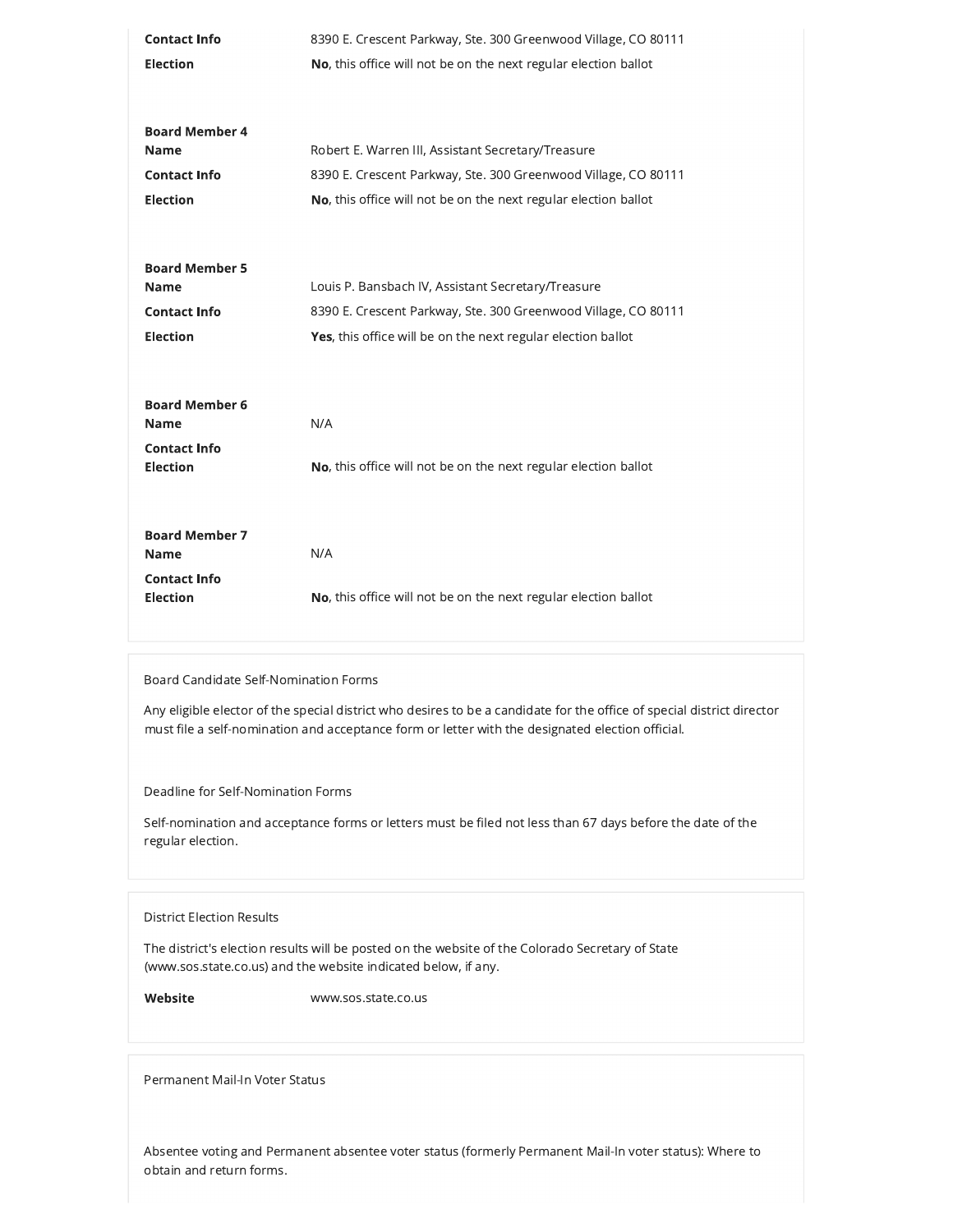| | |
|---|---|
| **Contact Info** | 8390 E. Crescent Parkway, Ste. 300 Greenwood Village, CO 80111 |
| **Election** | **No**, this office will not be on the next regular election ballot |

**Board Member 4**

| | |
|---|---|
| **Name** | Robert E. Warren III, Assistant Secretary/Treasure |
| **Contact Info** | 8390 E. Crescent Parkway, Ste. 300 Greenwood Village, CO 80111 |
| **Election** | **No**, this office will not be on the next regular election ballot |

**Board Member 5**

| | |
|---|---|
| **Name** | Louis P. Bansbach IV, Assistant Secretary/Treasure |
| **Contact Info** | 8390 E. Crescent Parkway, Ste. 300 Greenwood Village, CO 80111 |
| **Election** | **Yes**, this office will be on the next regular election ballot |

**Board Member 6**

| | |
|---|---|
| **Name** | N/A |
| **Contact Info** | |
| **Election** | **No**, this office will not be on the next regular election ballot |

**Board Member 7**

| | |
|---|---|
| **Name** | N/A |
| **Contact Info** | |
| **Election** | **No**, this office will not be on the next regular election ballot |

Board Candidate Self-Nomination Forms

Any eligible elector of the special district who desires to be a candidate for the office of special district director must file a self-nomination and acceptance form or letter with the designated election official.

Deadline for Self-Nomination Forms

Self-nomination and acceptance forms or letters must be filed not less than 67 days before the date of the regular election.

District Election Results

The district's election results will be posted on the website of the Colorado Secretary of State (www.sos.state.co.us) and the website indicated below, if any.

**Website** www.sos.state.co.us

Permanent Mail-In Voter Status

Absentee voting and Permanent absentee voter status (formerly Permanent Mail-In voter status): Where to obtain and return forms.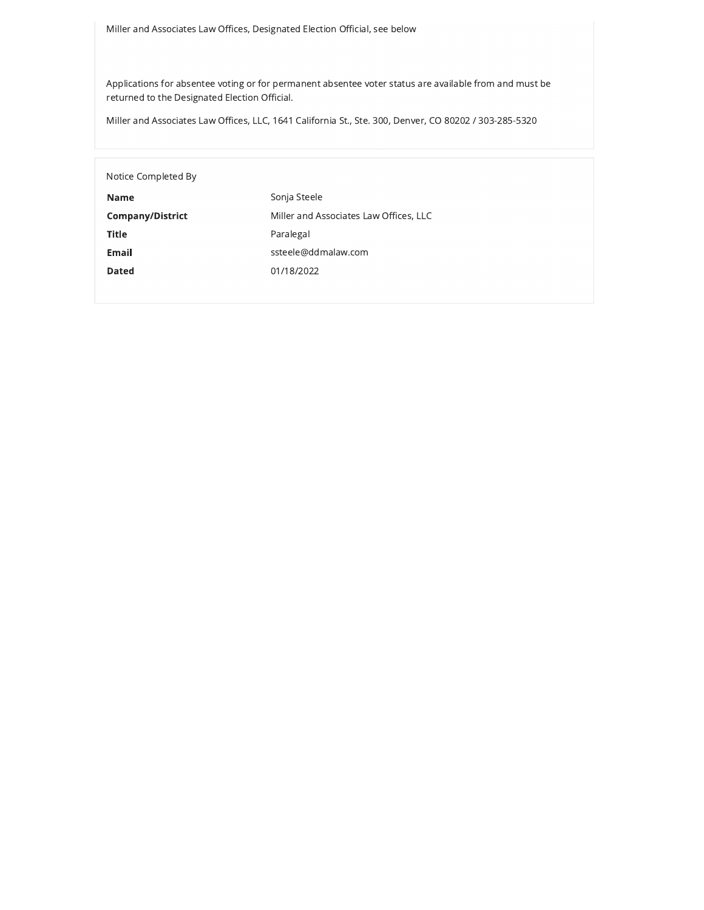Miller and Associates Law Offices, Designated Election Official, see below

Applications for absentee voting or for permanent absentee voter status are available from and must be returned to the Designated Election Official.

Miller and Associates Law Offices, LLC, 1641 California St., Ste. 300, Denver, CO 80202 / 303-285-5320

Notice Completed By

| | |
|---|---|
| **Name** | Sonja Steele |
| **Company/District** | Miller and Associates Law Offices, LLC |
| **Title** | Paralegal |
| **Email** | ssteele@ddmalaw.com |
| **Dated** | 01/18/2022 |